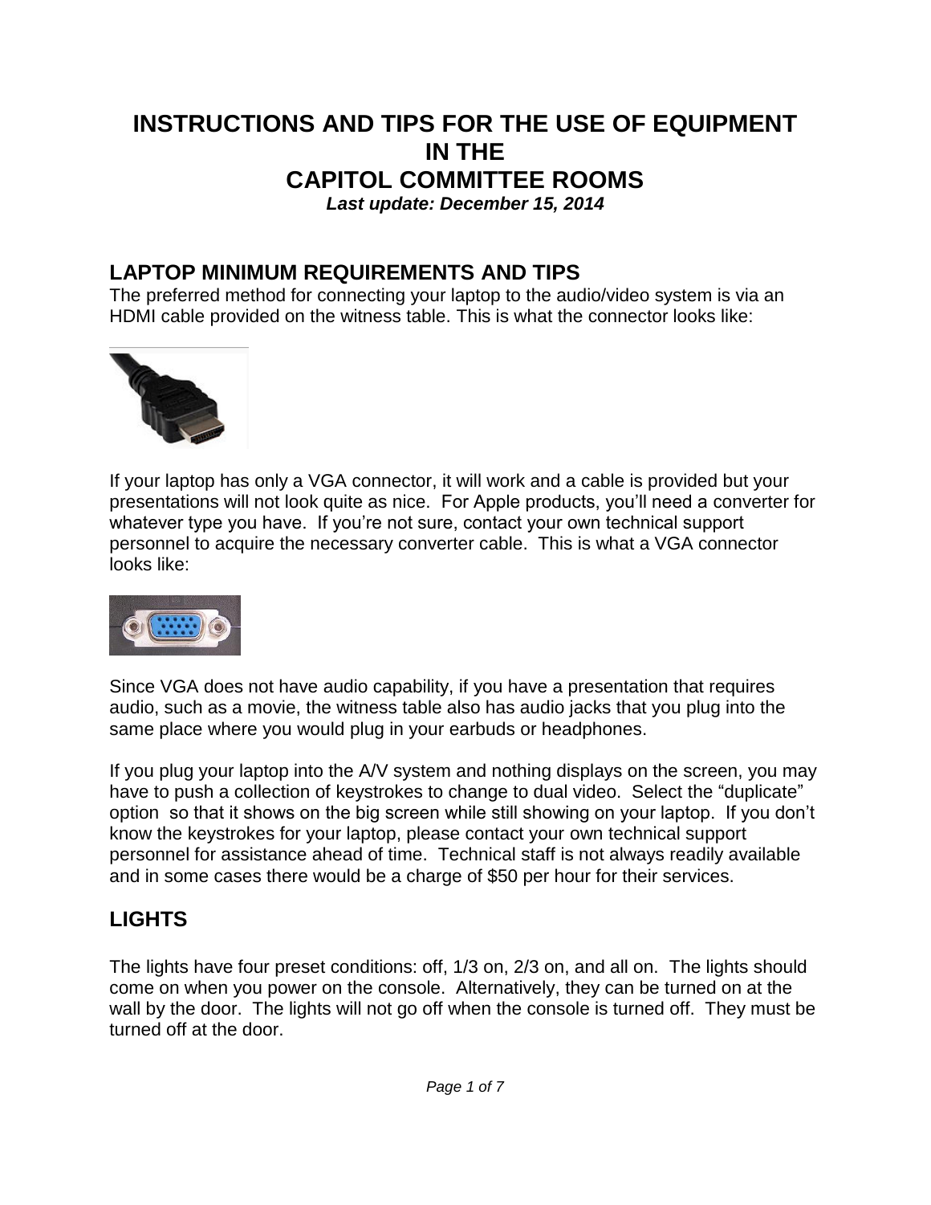# INSTRUCTIONS AND TIPS FOR THE USE OF EQUIPMENT IN THE CAPITOL COMMITTEE ROOMS

***Last update: December 15, 2014***

## LAPTOP MINIMUM REQUIREMENTS AND TIPS

The preferred method for connecting your laptop to the audio/video system is via an HDMI cable provided on the witness table. This is what the connector looks like:

If your laptop has only a VGA connector, it will work and a cable is provided but your presentations will not look quite as nice. For Apple products, you'll need a converter for whatever type you have. If you're not sure, contact your own technical support personnel to acquire the necessary converter cable. This is what a VGA connector looks like:

Since VGA does not have audio capability, if you have a presentation that requires audio, such as a movie, the witness table also has audio jacks that you plug into the same place where you would plug in your earbuds or headphones.

If you plug your laptop into the A/V system and nothing displays on the screen, you may have to push a collection of keystrokes to change to dual video. Select the "duplicate" option so that it shows on the big screen while still showing on your laptop. If you don't know the keystrokes for your laptop, please contact your own technical support personnel for assistance ahead of time. Technical staff is not always readily available and in some cases there would be a charge of $50 per hour for their services.

## LIGHTS

The lights have four preset conditions: off, 1/3 on, 2/3 on, and all on. The lights should come on when you power on the console. Alternatively, they can be turned on at the wall by the door. The lights will not go off when the console is turned off. They must be turned off at the door.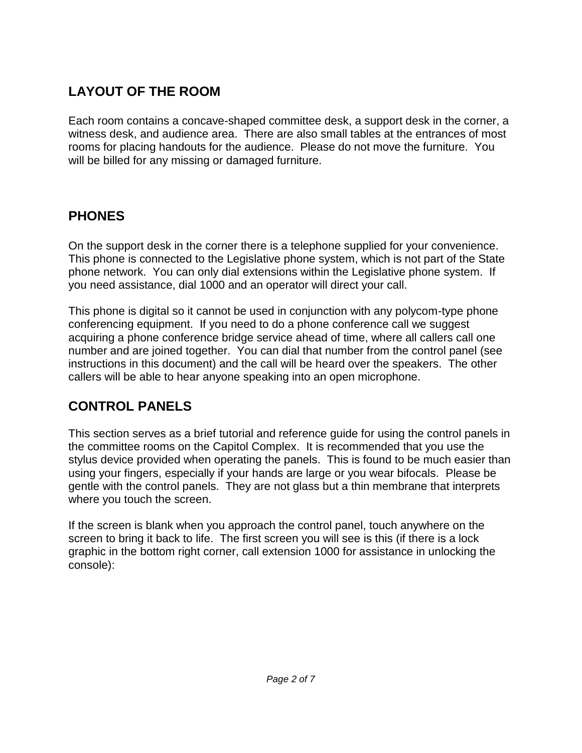## LAYOUT OF THE ROOM

Each room contains a concave-shaped committee desk, a support desk in the corner, a witness desk, and audience area. There are also small tables at the entrances of most rooms for placing handouts for the audience. Please do not move the furniture. You will be billed for any missing or damaged furniture.

## PHONES

On the support desk in the corner there is a telephone supplied for your convenience. This phone is connected to the Legislative phone system, which is not part of the State phone network. You can only dial extensions within the Legislative phone system. If you need assistance, dial 1000 and an operator will direct your call.

This phone is digital so it cannot be used in conjunction with any polycom-type phone conferencing equipment. If you need to do a phone conference call we suggest acquiring a phone conference bridge service ahead of time, where all callers call one number and are joined together. You can dial that number from the control panel (see instructions in this document) and the call will be heard over the speakers. The other callers will be able to hear anyone speaking into an open microphone.

## CONTROL PANELS

This section serves as a brief tutorial and reference guide for using the control panels in the committee rooms on the Capitol Complex. It is recommended that you use the stylus device provided when operating the panels. This is found to be much easier than using your fingers, especially if your hands are large or you wear bifocals. Please be gentle with the control panels. They are not glass but a thin membrane that interprets where you touch the screen.

If the screen is blank when you approach the control panel, touch anywhere on the screen to bring it back to life. The first screen you will see is this (if there is a lock graphic in the bottom right corner, call extension 1000 for assistance in unlocking the console):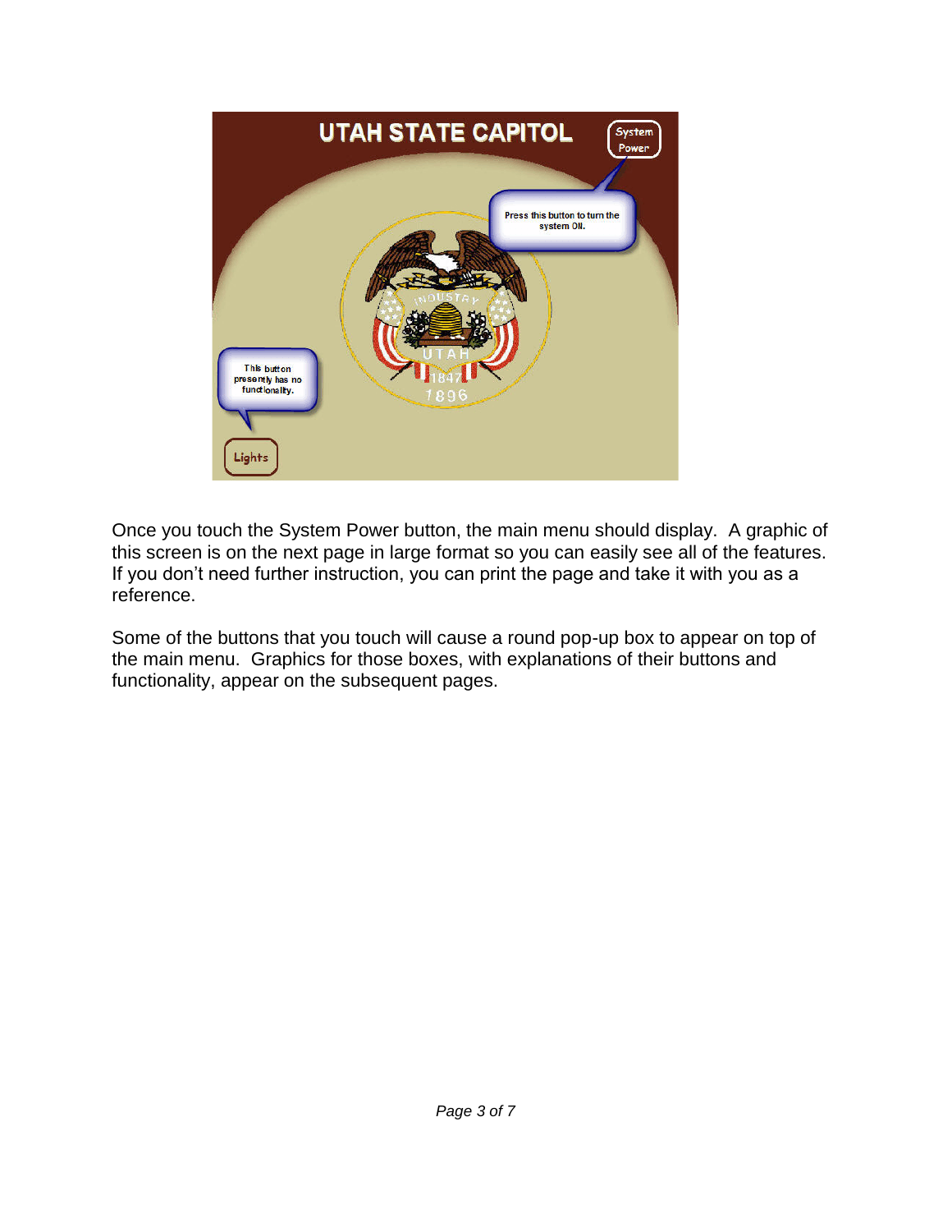Once you touch the System Power button, the main menu should display. A graphic of this screen is on the next page in large format so you can easily see all of the features. If you don't need further instruction, you can print the page and take it with you as a reference.

Some of the buttons that you touch will cause a round pop-up box to appear on top of the main menu. Graphics for those boxes, with explanations of their buttons and functionality, appear on the subsequent pages.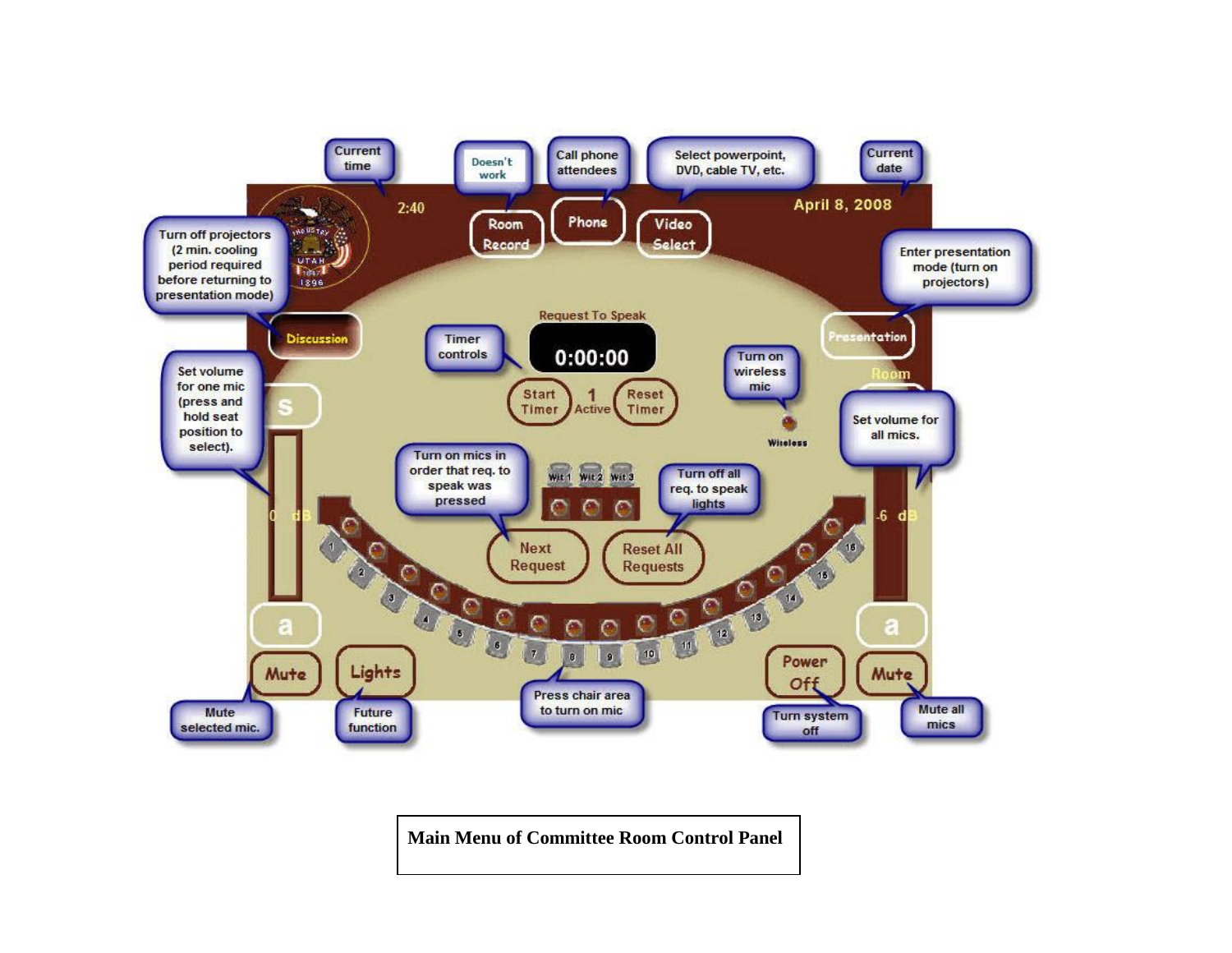Current time

2:40

Doesn't work

Room Record

Call phone attendees

Phone

Select powerpoint, DVD, cable TV, etc.

Video Select

Current date

April 8, 2008

Turn off projectors (2 min. cooling period required before returning to presentation mode)

Discussion

Enter presentation mode (turn on projectors)

Presentation

Request To Speak

Timer controls

0:00:00

Start Timer

1 Active

Reset Timer

Turn on wireless mic

Wireless

Room

Set volume for one mic (press and hold seat position to select).

Set volume for all mics.

Turn on mics in order that req. to speak was pressed

Wit 1 Wit 2 Wit 3

Turn off all req. to speak lights

0 dB

-6 dB

Next Request

Reset All Requests

Mute

Lights

Power Off

Mute

Mute selected mic.

Future function

Press chair area to turn on mic

Turn system off

Mute all mics

**Main Menu of Committee Room Control Panel**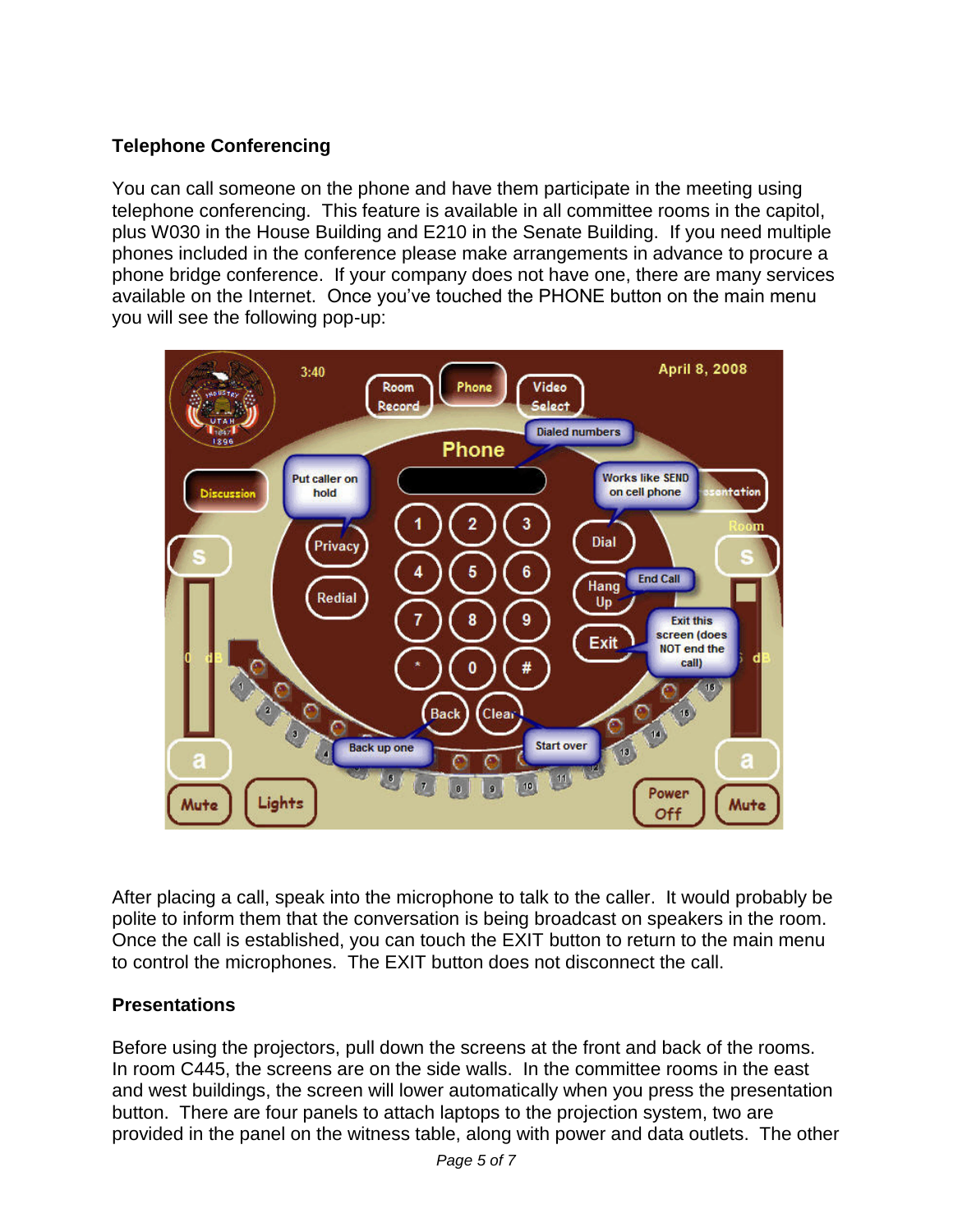**Telephone Conferencing**

You can call someone on the phone and have them participate in the meeting using telephone conferencing. This feature is available in all committee rooms in the capitol, plus W030 in the House Building and E210 in the Senate Building. If you need multiple phones included in the conference please make arrangements in advance to procure a phone bridge conference. If your company does not have one, there are many services available on the Internet. Once you've touched the PHONE button on the main menu you will see the following pop-up:

After placing a call, speak into the microphone to talk to the caller. It would probably be polite to inform them that the conversation is being broadcast on speakers in the room. Once the call is established, you can touch the EXIT button to return to the main menu to control the microphones. The EXIT button does not disconnect the call.

**Presentations**

Before using the projectors, pull down the screens at the front and back of the rooms. In room C445, the screens are on the side walls. In the committee rooms in the east and west buildings, the screen will lower automatically when you press the presentation button. There are four panels to attach laptops to the projection system, two are provided in the panel on the witness table, along with power and data outlets. The other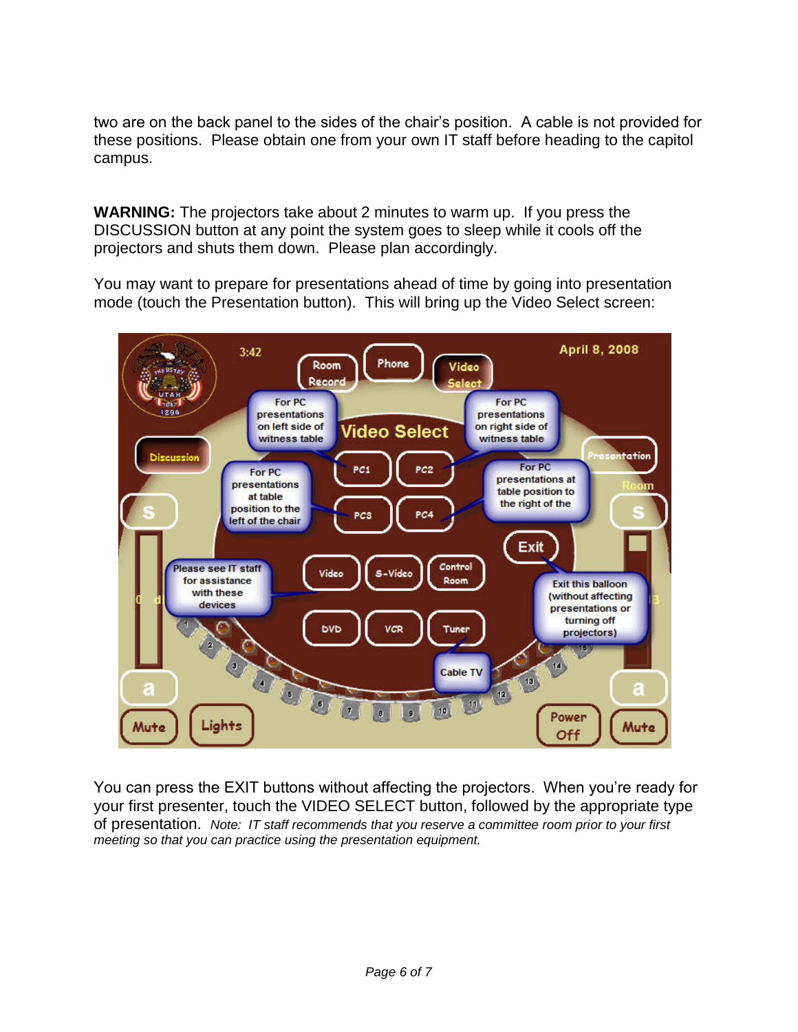two are on the back panel to the sides of the chair's position. A cable is not provided for these positions. Please obtain one from your own IT staff before heading to the capitol campus.

**WARNING:** The projectors take about 2 minutes to warm up. If you press the DISCUSSION button at any point the system goes to sleep while it cools off the projectors and shuts them down. Please plan accordingly.

You may want to prepare for presentations ahead of time by going into presentation mode (touch the Presentation button). This will bring up the Video Select screen:

You can press the EXIT buttons without affecting the projectors. When you're ready for your first presenter, touch the VIDEO SELECT button, followed by the appropriate type of presentation. *Note: IT staff recommends that you reserve a committee room prior to your first meeting so that you can practice using the presentation equipment.*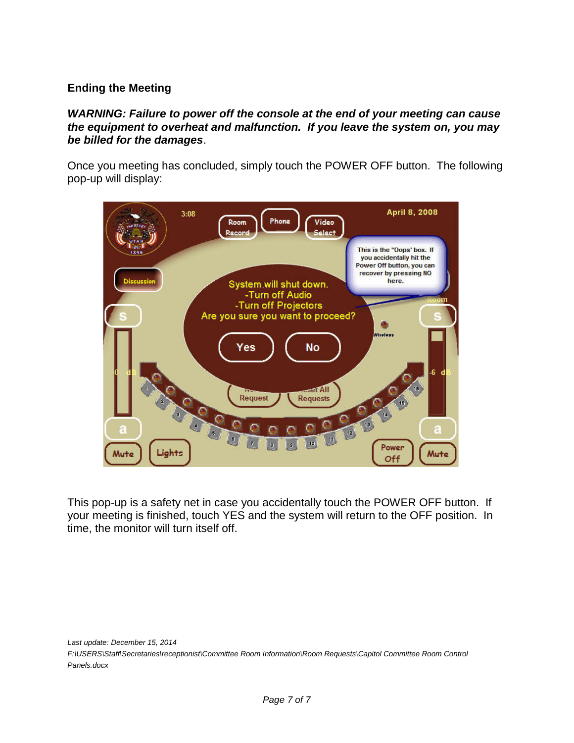**Ending the Meeting**

***WARNING: Failure to power off the console at the end of your meeting can cause the equipment to overheat and malfunction. If you leave the system on, you may be billed for the damages***.

Once you meeting has concluded, simply touch the POWER OFF button. The following pop-up will display:

This pop-up is a safety net in case you accidentally touch the POWER OFF button. If your meeting is finished, touch YES and the system will return to the OFF position. In time, the monitor will turn itself off.

*Last update: December 15, 2014*
*F:\USERS\Staff\Secretaries\receptionist\Committee Room Information\Room Requests\Capitol Committee Room Control Panels.docx*